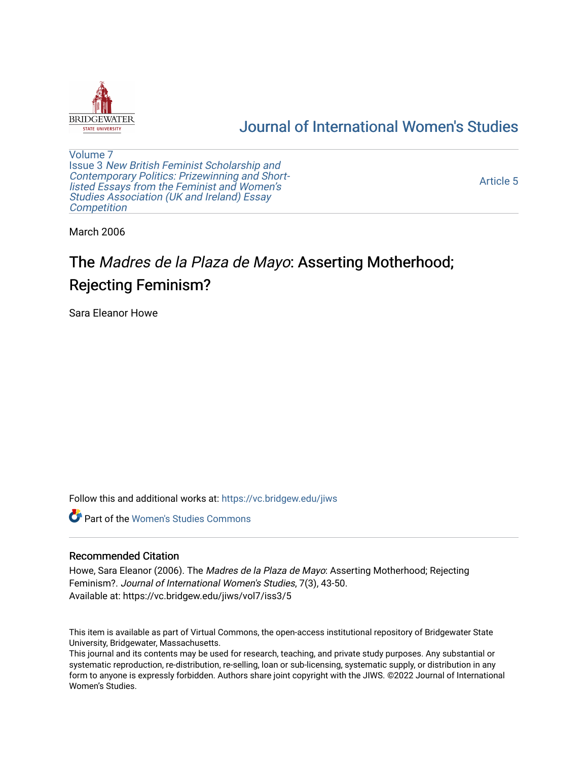# Journal of International Women's Studies

Volume 7
Issue 3 *New British Feminist Scholarship and Contemporary Politics: Prizewinning and Short-listed Essays from the Feminist and Women's Studies Association (UK and Ireland) Essay Competition*

Article 5

March 2006

# The *Madres de la Plaza de Mayo*: Asserting Motherhood; Rejecting Feminism?

Sara Eleanor Howe

Follow this and additional works at: https://vc.bridgew.edu/jiws

Part of the Women's Studies Commons

## Recommended Citation

Howe, Sara Eleanor (2006). The *Madres de la Plaza de Mayo*: Asserting Motherhood; Rejecting Feminism?. *Journal of International Women's Studies*, 7(3), 43-50.
Available at: https://vc.bridgew.edu/jiws/vol7/iss3/5

This item is available as part of Virtual Commons, the open-access institutional repository of Bridgewater State University, Bridgewater, Massachusetts.
This journal and its contents may be used for research, teaching, and private study purposes. Any substantial or systematic reproduction, re-distribution, re-selling, loan or sub-licensing, systematic supply, or distribution in any form to anyone is expressly forbidden. Authors share joint copyright with the JIWS. ©2022 Journal of International Women's Studies.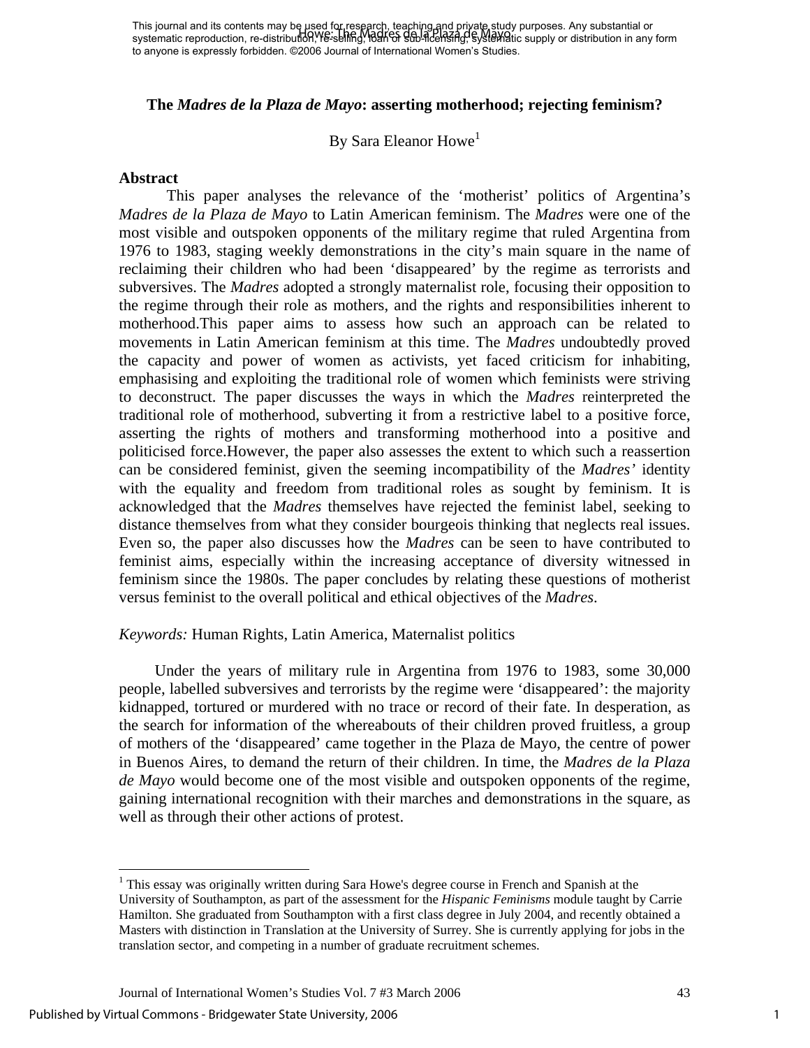This journal and its contents may be used for research, teaching and private study purposes. Any substantial or systematic reproduction, re-distribution, re-selling, loan or sub-licensing, systematic supply or distribution in any form to anyone is expressly forbidden. ©2006 Journal of International Women's Studies.

# The *Madres de la Plaza de Mayo*: asserting motherhood; rejecting feminism?

By Sara Eleanor Howe[1]

## Abstract

This paper analyses the relevance of the 'motherist' politics of Argentina's *Madres de la Plaza de Mayo* to Latin American feminism. The *Madres* were one of the most visible and outspoken opponents of the military regime that ruled Argentina from 1976 to 1983, staging weekly demonstrations in the city's main square in the name of reclaiming their children who had been 'disappeared' by the regime as terrorists and subversives. The *Madres* adopted a strongly maternalist role, focusing their opposition to the regime through their role as mothers, and the rights and responsibilities inherent to motherhood.This paper aims to assess how such an approach can be related to movements in Latin American feminism at this time. The *Madres* undoubtedly proved the capacity and power of women as activists, yet faced criticism for inhabiting, emphasising and exploiting the traditional role of women which feminists were striving to deconstruct. The paper discusses the ways in which the *Madres* reinterpreted the traditional role of motherhood, subverting it from a restrictive label to a positive force, asserting the rights of mothers and transforming motherhood into a positive and politicised force.However, the paper also assesses the extent to which such a reassertion can be considered feminist, given the seeming incompatibility of the *Madres'* identity with the equality and freedom from traditional roles as sought by feminism. It is acknowledged that the *Madres* themselves have rejected the feminist label, seeking to distance themselves from what they consider bourgeois thinking that neglects real issues. Even so, the paper also discusses how the *Madres* can be seen to have contributed to feminist aims, especially within the increasing acceptance of diversity witnessed in feminism since the 1980s. The paper concludes by relating these questions of motherist versus feminist to the overall political and ethical objectives of the *Madres*.

*Keywords:* Human Rights, Latin America, Maternalist politics

Under the years of military rule in Argentina from 1976 to 1983, some 30,000 people, labelled subversives and terrorists by the regime were 'disappeared': the majority kidnapped, tortured or murdered with no trace or record of their fate. In desperation, as the search for information of the whereabouts of their children proved fruitless, a group of mothers of the 'disappeared' came together in the Plaza de Mayo, the centre of power in Buenos Aires, to demand the return of their children. In time, the *Madres de la Plaza de Mayo* would become one of the most visible and outspoken opponents of the regime, gaining international recognition with their marches and demonstrations in the square, as well as through their other actions of protest.

---

[1] This essay was originally written during Sara Howe's degree course in French and Spanish at the University of Southampton, as part of the assessment for the *Hispanic Feminisms* module taught by Carrie Hamilton. She graduated from Southampton with a first class degree in July 2004, and recently obtained a Masters with distinction in Translation at the University of Surrey. She is currently applying for jobs in the translation sector, and competing in a number of graduate recruitment schemes.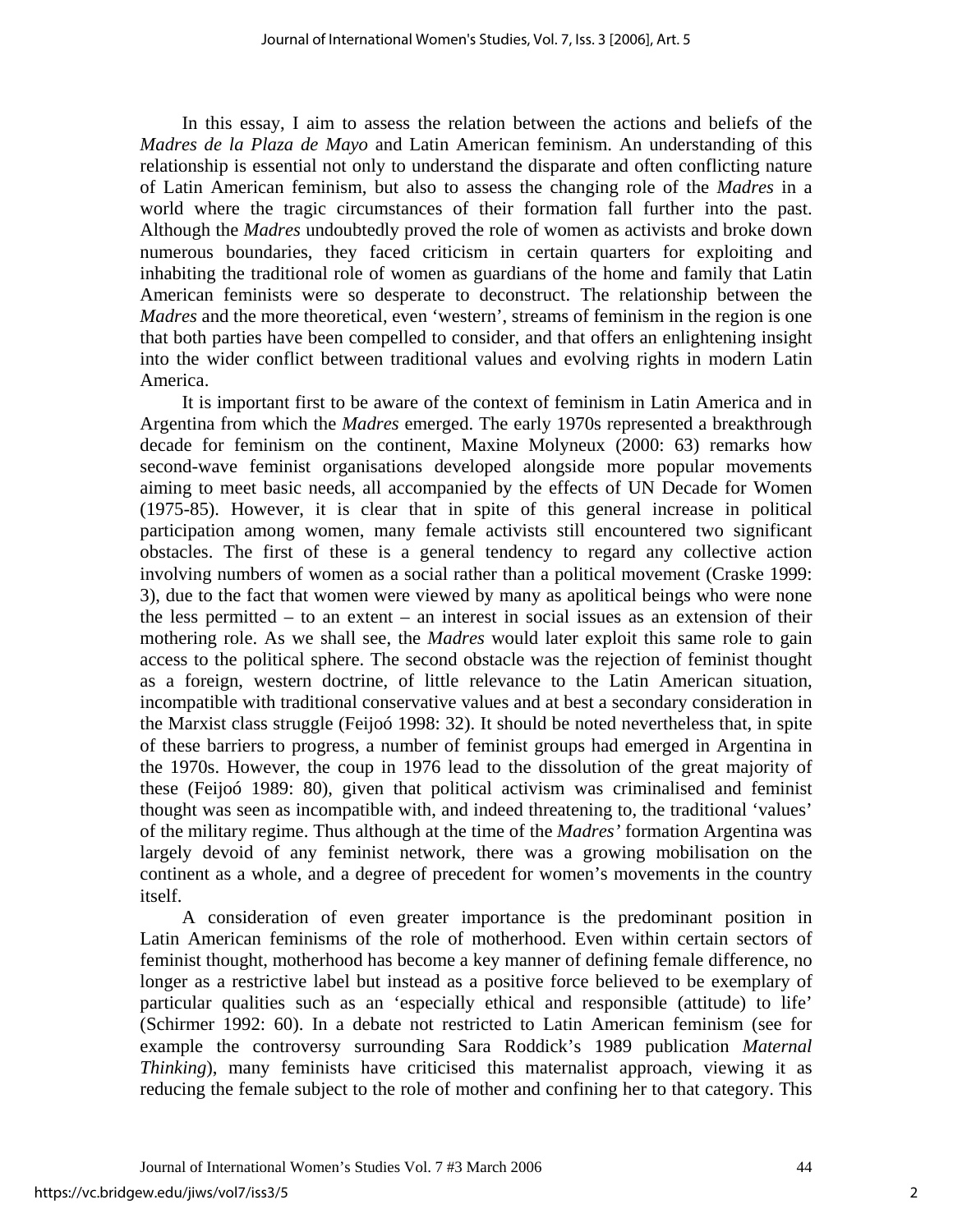In this essay, I aim to assess the relation between the actions and beliefs of the *Madres de la Plaza de Mayo* and Latin American feminism. An understanding of this relationship is essential not only to understand the disparate and often conflicting nature of Latin American feminism, but also to assess the changing role of the *Madres* in a world where the tragic circumstances of their formation fall further into the past. Although the *Madres* undoubtedly proved the role of women as activists and broke down numerous boundaries, they faced criticism in certain quarters for exploiting and inhabiting the traditional role of women as guardians of the home and family that Latin American feminists were so desperate to deconstruct. The relationship between the *Madres* and the more theoretical, even 'western', streams of feminism in the region is one that both parties have been compelled to consider, and that offers an enlightening insight into the wider conflict between traditional values and evolving rights in modern Latin America.

It is important first to be aware of the context of feminism in Latin America and in Argentina from which the *Madres* emerged. The early 1970s represented a breakthrough decade for feminism on the continent, Maxine Molyneux (2000: 63) remarks how second-wave feminist organisations developed alongside more popular movements aiming to meet basic needs, all accompanied by the effects of UN Decade for Women (1975-85). However, it is clear that in spite of this general increase in political participation among women, many female activists still encountered two significant obstacles. The first of these is a general tendency to regard any collective action involving numbers of women as a social rather than a political movement (Craske 1999: 3), due to the fact that women were viewed by many as apolitical beings who were none the less permitted – to an extent – an interest in social issues as an extension of their mothering role. As we shall see, the *Madres* would later exploit this same role to gain access to the political sphere. The second obstacle was the rejection of feminist thought as a foreign, western doctrine, of little relevance to the Latin American situation, incompatible with traditional conservative values and at best a secondary consideration in the Marxist class struggle (Feijoó 1998: 32). It should be noted nevertheless that, in spite of these barriers to progress, a number of feminist groups had emerged in Argentina in the 1970s. However, the coup in 1976 lead to the dissolution of the great majority of these (Feijoó 1989: 80), given that political activism was criminalised and feminist thought was seen as incompatible with, and indeed threatening to, the traditional 'values' of the military regime. Thus although at the time of the *Madres'* formation Argentina was largely devoid of any feminist network, there was a growing mobilisation on the continent as a whole, and a degree of precedent for women's movements in the country itself.

A consideration of even greater importance is the predominant position in Latin American feminisms of the role of motherhood. Even within certain sectors of feminist thought, motherhood has become a key manner of defining female difference, no longer as a restrictive label but instead as a positive force believed to be exemplary of particular qualities such as an 'especially ethical and responsible (attitude) to life' (Schirmer 1992: 60). In a debate not restricted to Latin American feminism (see for example the controversy surrounding Sara Roddick's 1989 publication *Maternal Thinking*), many feminists have criticised this maternalist approach, viewing it as reducing the female subject to the role of mother and confining her to that category. This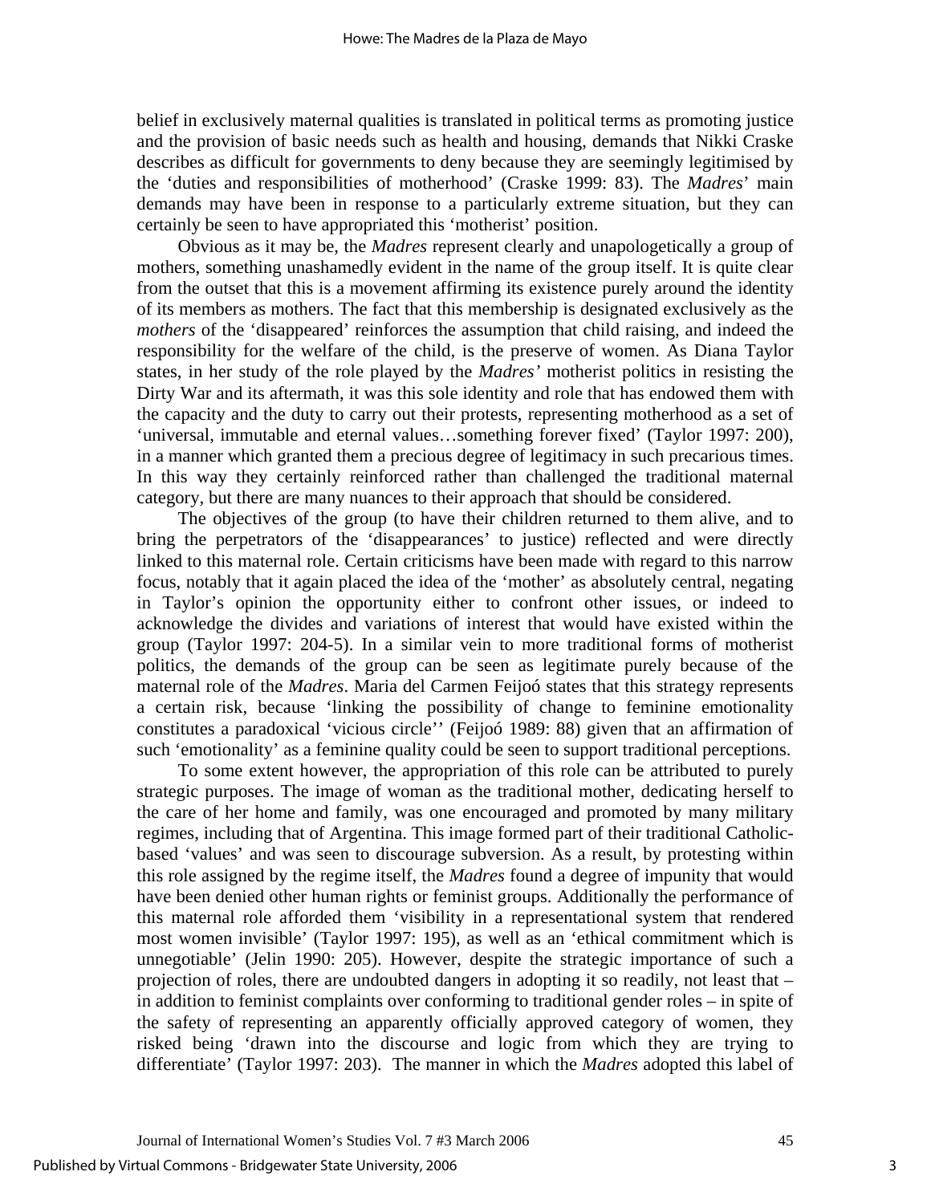belief in exclusively maternal qualities is translated in political terms as promoting justice and the provision of basic needs such as health and housing, demands that Nikki Craske describes as difficult for governments to deny because they are seemingly legitimised by the 'duties and responsibilities of motherhood' (Craske 1999: 83). The *Madres*' main demands may have been in response to a particularly extreme situation, but they can certainly be seen to have appropriated this 'motherist' position.

Obvious as it may be, the *Madres* represent clearly and unapologetically a group of mothers, something unashamedly evident in the name of the group itself. It is quite clear from the outset that this is a movement affirming its existence purely around the identity of its members as mothers. The fact that this membership is designated exclusively as the *mothers* of the 'disappeared' reinforces the assumption that child raising, and indeed the responsibility for the welfare of the child, is the preserve of women. As Diana Taylor states, in her study of the role played by the *Madres'* motherist politics in resisting the Dirty War and its aftermath, it was this sole identity and role that has endowed them with the capacity and the duty to carry out their protests, representing motherhood as a set of 'universal, immutable and eternal values…something forever fixed' (Taylor 1997: 200), in a manner which granted them a precious degree of legitimacy in such precarious times. In this way they certainly reinforced rather than challenged the traditional maternal category, but there are many nuances to their approach that should be considered.

The objectives of the group (to have their children returned to them alive, and to bring the perpetrators of the 'disappearances' to justice) reflected and were directly linked to this maternal role. Certain criticisms have been made with regard to this narrow focus, notably that it again placed the idea of the 'mother' as absolutely central, negating in Taylor's opinion the opportunity either to confront other issues, or indeed to acknowledge the divides and variations of interest that would have existed within the group (Taylor 1997: 204-5). In a similar vein to more traditional forms of motherist politics, the demands of the group can be seen as legitimate purely because of the maternal role of the *Madres*. Maria del Carmen Feijoó states that this strategy represents a certain risk, because 'linking the possibility of change to feminine emotionality constitutes a paradoxical 'vicious circle'' (Feijoó 1989: 88) given that an affirmation of such 'emotionality' as a feminine quality could be seen to support traditional perceptions.

To some extent however, the appropriation of this role can be attributed to purely strategic purposes. The image of woman as the traditional mother, dedicating herself to the care of her home and family, was one encouraged and promoted by many military regimes, including that of Argentina. This image formed part of their traditional Catholic-based 'values' and was seen to discourage subversion. As a result, by protesting within this role assigned by the regime itself, the *Madres* found a degree of impunity that would have been denied other human rights or feminist groups. Additionally the performance of this maternal role afforded them 'visibility in a representational system that rendered most women invisible' (Taylor 1997: 195), as well as an 'ethical commitment which is unnegotiable' (Jelin 1990: 205). However, despite the strategic importance of such a projection of roles, there are undoubted dangers in adopting it so readily, not least that – in addition to feminist complaints over conforming to traditional gender roles – in spite of the safety of representing an apparently officially approved category of women, they risked being 'drawn into the discourse and logic from which they are trying to differentiate' (Taylor 1997: 203). The manner in which the *Madres* adopted this label of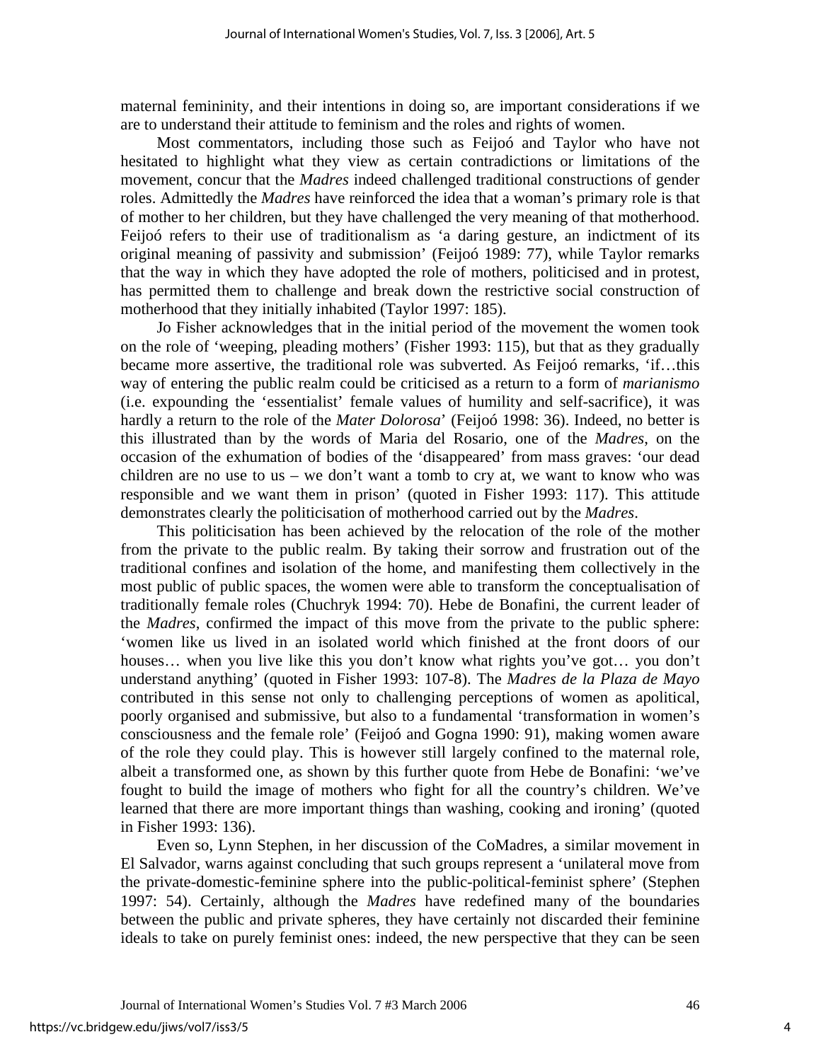maternal femininity, and their intentions in doing so, are important considerations if we are to understand their attitude to feminism and the roles and rights of women.

Most commentators, including those such as Feijoó and Taylor who have not hesitated to highlight what they view as certain contradictions or limitations of the movement, concur that the *Madres* indeed challenged traditional constructions of gender roles. Admittedly the *Madres* have reinforced the idea that a woman's primary role is that of mother to her children, but they have challenged the very meaning of that motherhood. Feijoó refers to their use of traditionalism as 'a daring gesture, an indictment of its original meaning of passivity and submission' (Feijoó 1989: 77), while Taylor remarks that the way in which they have adopted the role of mothers, politicised and in protest, has permitted them to challenge and break down the restrictive social construction of motherhood that they initially inhabited (Taylor 1997: 185).

Jo Fisher acknowledges that in the initial period of the movement the women took on the role of 'weeping, pleading mothers' (Fisher 1993: 115), but that as they gradually became more assertive, the traditional role was subverted. As Feijoó remarks, 'if…this way of entering the public realm could be criticised as a return to a form of *marianismo* (i.e. expounding the 'essentialist' female values of humility and self-sacrifice), it was hardly a return to the role of the *Mater Dolorosa*' (Feijoó 1998: 36). Indeed, no better is this illustrated than by the words of Maria del Rosario, one of the *Madres*, on the occasion of the exhumation of bodies of the 'disappeared' from mass graves: 'our dead children are no use to us – we don't want a tomb to cry at, we want to know who was responsible and we want them in prison' (quoted in Fisher 1993: 117). This attitude demonstrates clearly the politicisation of motherhood carried out by the *Madres*.

This politicisation has been achieved by the relocation of the role of the mother from the private to the public realm. By taking their sorrow and frustration out of the traditional confines and isolation of the home, and manifesting them collectively in the most public of public spaces, the women were able to transform the conceptualisation of traditionally female roles (Chuchryk 1994: 70). Hebe de Bonafini, the current leader of the *Madres*, confirmed the impact of this move from the private to the public sphere: 'women like us lived in an isolated world which finished at the front doors of our houses… when you live like this you don't know what rights you've got… you don't understand anything' (quoted in Fisher 1993: 107-8). The *Madres de la Plaza de Mayo* contributed in this sense not only to challenging perceptions of women as apolitical, poorly organised and submissive, but also to a fundamental 'transformation in women's consciousness and the female role' (Feijoó and Gogna 1990: 91), making women aware of the role they could play. This is however still largely confined to the maternal role, albeit a transformed one, as shown by this further quote from Hebe de Bonafini: 'we've fought to build the image of mothers who fight for all the country's children. We've learned that there are more important things than washing, cooking and ironing' (quoted in Fisher 1993: 136).

Even so, Lynn Stephen, in her discussion of the CoMadres, a similar movement in El Salvador, warns against concluding that such groups represent a 'unilateral move from the private-domestic-feminine sphere into the public-political-feminist sphere' (Stephen 1997: 54). Certainly, although the *Madres* have redefined many of the boundaries between the public and private spheres, they have certainly not discarded their feminine ideals to take on purely feminist ones: indeed, the new perspective that they can be seen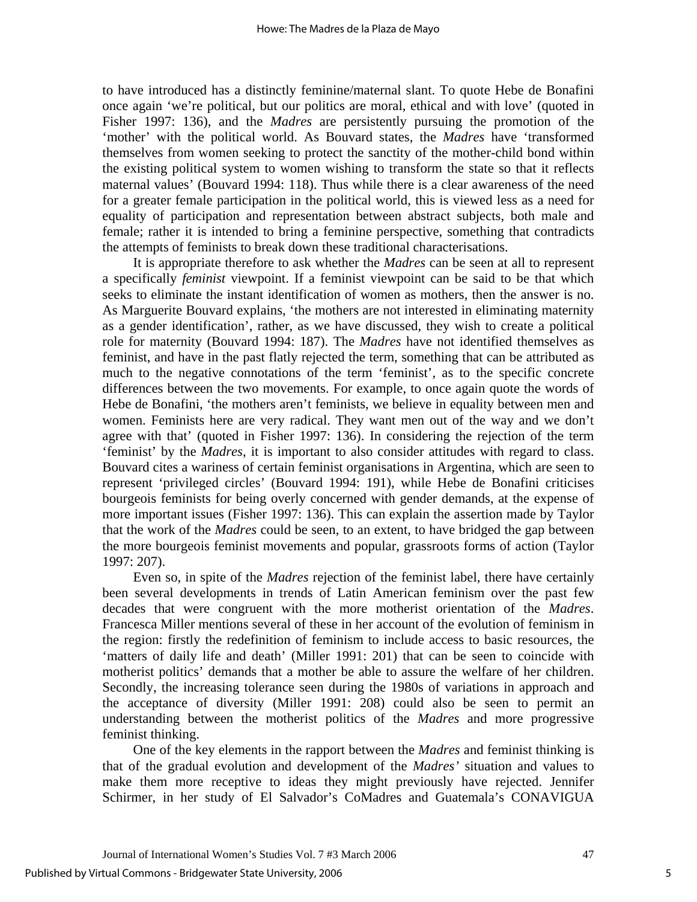to have introduced has a distinctly feminine/maternal slant. To quote Hebe de Bonafini once again 'we're political, but our politics are moral, ethical and with love' (quoted in Fisher 1997: 136), and the *Madres* are persistently pursuing the promotion of the 'mother' with the political world. As Bouvard states, the *Madres* have 'transformed themselves from women seeking to protect the sanctity of the mother-child bond within the existing political system to women wishing to transform the state so that it reflects maternal values' (Bouvard 1994: 118). Thus while there is a clear awareness of the need for a greater female participation in the political world, this is viewed less as a need for equality of participation and representation between abstract subjects, both male and female; rather it is intended to bring a feminine perspective, something that contradicts the attempts of feminists to break down these traditional characterisations.

It is appropriate therefore to ask whether the *Madres* can be seen at all to represent a specifically *feminist* viewpoint. If a feminist viewpoint can be said to be that which seeks to eliminate the instant identification of women as mothers, then the answer is no. As Marguerite Bouvard explains, 'the mothers are not interested in eliminating maternity as a gender identification', rather, as we have discussed, they wish to create a political role for maternity (Bouvard 1994: 187). The *Madres* have not identified themselves as feminist, and have in the past flatly rejected the term, something that can be attributed as much to the negative connotations of the term 'feminist', as to the specific concrete differences between the two movements. For example, to once again quote the words of Hebe de Bonafini, 'the mothers aren't feminists, we believe in equality between men and women. Feminists here are very radical. They want men out of the way and we don't agree with that' (quoted in Fisher 1997: 136). In considering the rejection of the term 'feminist' by the *Madres*, it is important to also consider attitudes with regard to class. Bouvard cites a wariness of certain feminist organisations in Argentina, which are seen to represent 'privileged circles' (Bouvard 1994: 191), while Hebe de Bonafini criticises bourgeois feminists for being overly concerned with gender demands, at the expense of more important issues (Fisher 1997: 136). This can explain the assertion made by Taylor that the work of the *Madres* could be seen, to an extent, to have bridged the gap between the more bourgeois feminist movements and popular, grassroots forms of action (Taylor 1997: 207).

Even so, in spite of the *Madres* rejection of the feminist label, there have certainly been several developments in trends of Latin American feminism over the past few decades that were congruent with the more motherist orientation of the *Madres*. Francesca Miller mentions several of these in her account of the evolution of feminism in the region: firstly the redefinition of feminism to include access to basic resources, the 'matters of daily life and death' (Miller 1991: 201) that can be seen to coincide with motherist politics' demands that a mother be able to assure the welfare of her children. Secondly, the increasing tolerance seen during the 1980s of variations in approach and the acceptance of diversity (Miller 1991: 208) could also be seen to permit an understanding between the motherist politics of the *Madres* and more progressive feminist thinking.

One of the key elements in the rapport between the *Madres* and feminist thinking is that of the gradual evolution and development of the *Madres'* situation and values to make them more receptive to ideas they might previously have rejected. Jennifer Schirmer, in her study of El Salvador's CoMadres and Guatemala's CONAVIGUA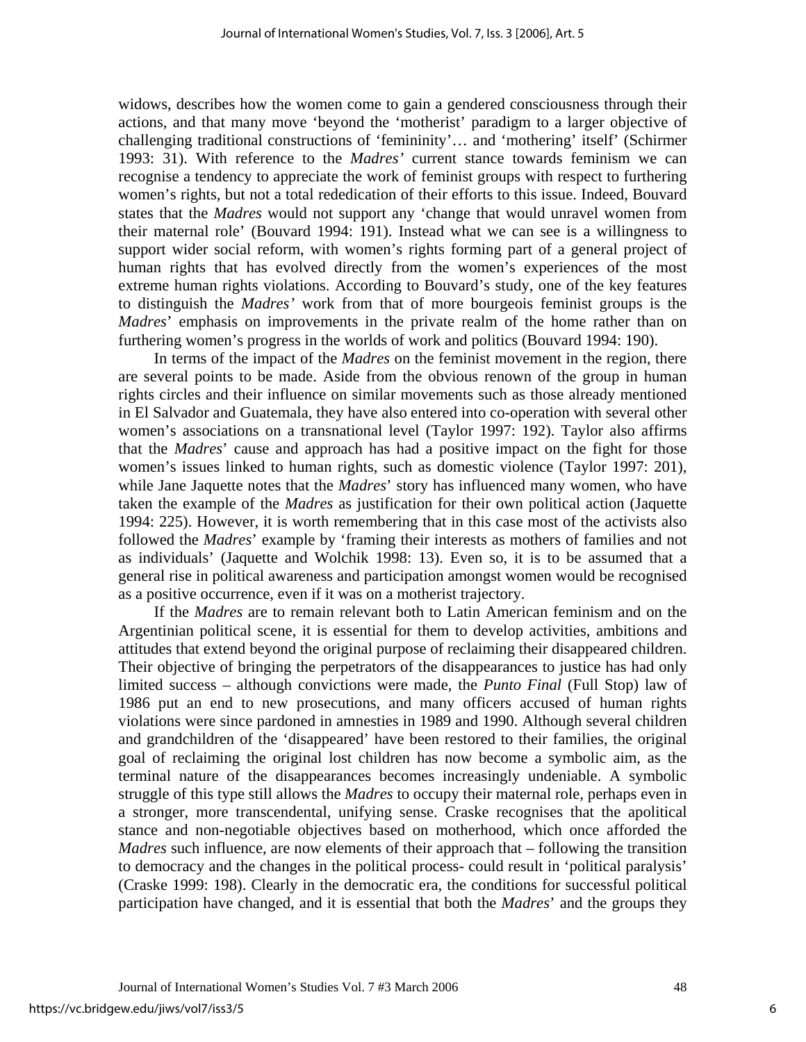widows, describes how the women come to gain a gendered consciousness through their actions, and that many move 'beyond the 'motherist' paradigm to a larger objective of challenging traditional constructions of 'femininity'… and 'mothering' itself' (Schirmer 1993: 31). With reference to the *Madres'* current stance towards feminism we can recognise a tendency to appreciate the work of feminist groups with respect to furthering women's rights, but not a total rededication of their efforts to this issue. Indeed, Bouvard states that the *Madres* would not support any 'change that would unravel women from their maternal role' (Bouvard 1994: 191). Instead what we can see is a willingness to support wider social reform, with women's rights forming part of a general project of human rights that has evolved directly from the women's experiences of the most extreme human rights violations. According to Bouvard's study, one of the key features to distinguish the *Madres'* work from that of more bourgeois feminist groups is the *Madres*' emphasis on improvements in the private realm of the home rather than on furthering women's progress in the worlds of work and politics (Bouvard 1994: 190).

In terms of the impact of the *Madres* on the feminist movement in the region, there are several points to be made. Aside from the obvious renown of the group in human rights circles and their influence on similar movements such as those already mentioned in El Salvador and Guatemala, they have also entered into co-operation with several other women's associations on a transnational level (Taylor 1997: 192). Taylor also affirms that the *Madres*' cause and approach has had a positive impact on the fight for those women's issues linked to human rights, such as domestic violence (Taylor 1997: 201), while Jane Jaquette notes that the *Madres*' story has influenced many women, who have taken the example of the *Madres* as justification for their own political action (Jaquette 1994: 225). However, it is worth remembering that in this case most of the activists also followed the *Madres*' example by 'framing their interests as mothers of families and not as individuals' (Jaquette and Wolchik 1998: 13). Even so, it is to be assumed that a general rise in political awareness and participation amongst women would be recognised as a positive occurrence, even if it was on a motherist trajectory.

If the *Madres* are to remain relevant both to Latin American feminism and on the Argentinian political scene, it is essential for them to develop activities, ambitions and attitudes that extend beyond the original purpose of reclaiming their disappeared children. Their objective of bringing the perpetrators of the disappearances to justice has had only limited success – although convictions were made, the *Punto Final* (Full Stop) law of 1986 put an end to new prosecutions, and many officers accused of human rights violations were since pardoned in amnesties in 1989 and 1990. Although several children and grandchildren of the 'disappeared' have been restored to their families, the original goal of reclaiming the original lost children has now become a symbolic aim, as the terminal nature of the disappearances becomes increasingly undeniable. A symbolic struggle of this type still allows the *Madres* to occupy their maternal role, perhaps even in a stronger, more transcendental, unifying sense. Craske recognises that the apolitical stance and non-negotiable objectives based on motherhood, which once afforded the *Madres* such influence, are now elements of their approach that – following the transition to democracy and the changes in the political process- could result in 'political paralysis' (Craske 1999: 198). Clearly in the democratic era, the conditions for successful political participation have changed, and it is essential that both the *Madres*' and the groups they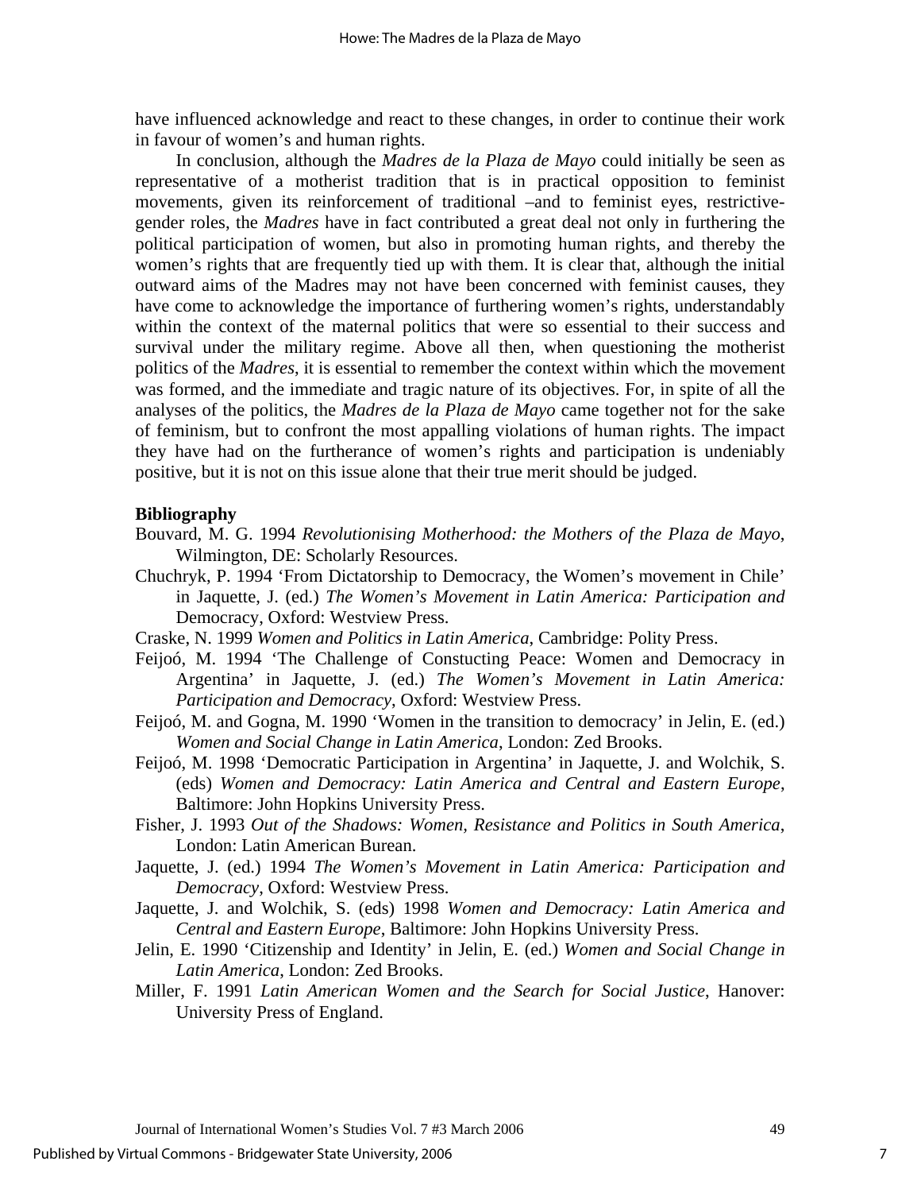have influenced acknowledge and react to these changes, in order to continue their work in favour of women's and human rights.

In conclusion, although the *Madres de la Plaza de Mayo* could initially be seen as representative of a motherist tradition that is in practical opposition to feminist movements, given its reinforcement of traditional –and to feminist eyes, restrictive-gender roles, the *Madres* have in fact contributed a great deal not only in furthering the political participation of women, but also in promoting human rights, and thereby the women's rights that are frequently tied up with them. It is clear that, although the initial outward aims of the Madres may not have been concerned with feminist causes, they have come to acknowledge the importance of furthering women's rights, understandably within the context of the maternal politics that were so essential to their success and survival under the military regime. Above all then, when questioning the motherist politics of the *Madres*, it is essential to remember the context within which the movement was formed, and the immediate and tragic nature of its objectives. For, in spite of all the analyses of the politics, the *Madres de la Plaza de Mayo* came together not for the sake of feminism, but to confront the most appalling violations of human rights. The impact they have had on the furtherance of women's rights and participation is undeniably positive, but it is not on this issue alone that their true merit should be judged.

**Bibliography**

Bouvard, M. G. 1994 *Revolutionising Motherhood: the Mothers of the Plaza de Mayo*, Wilmington, DE: Scholarly Resources.

Chuchryk, P. 1994 'From Dictatorship to Democracy, the Women's movement in Chile' in Jaquette, J. (ed.) *The Women's Movement in Latin America: Participation and* Democracy, Oxford: Westview Press.

Craske, N. 1999 *Women and Politics in Latin America*, Cambridge: Polity Press.

Feijoó, M. 1994 'The Challenge of Constucting Peace: Women and Democracy in Argentina' in Jaquette, J. (ed.) *The Women's Movement in Latin America: Participation and Democracy*, Oxford: Westview Press.

Feijoó, M. and Gogna, M. 1990 'Women in the transition to democracy' in Jelin, E. (ed.) *Women and Social Change in Latin America*, London: Zed Brooks.

Feijoó, M. 1998 'Democratic Participation in Argentina' in Jaquette, J. and Wolchik, S. (eds) *Women and Democracy: Latin America and Central and Eastern Europe*, Baltimore: John Hopkins University Press.

Fisher, J. 1993 *Out of the Shadows: Women, Resistance and Politics in South America*, London: Latin American Burean.

Jaquette, J. (ed.) 1994 *The Women's Movement in Latin America: Participation and Democracy*, Oxford: Westview Press.

Jaquette, J. and Wolchik, S. (eds) 1998 *Women and Democracy: Latin America and Central and Eastern Europe*, Baltimore: John Hopkins University Press.

Jelin, E. 1990 'Citizenship and Identity' in Jelin, E. (ed.) *Women and Social Change in Latin America*, London: Zed Brooks.

Miller, F. 1991 *Latin American Women and the Search for Social Justice*, Hanover: University Press of England.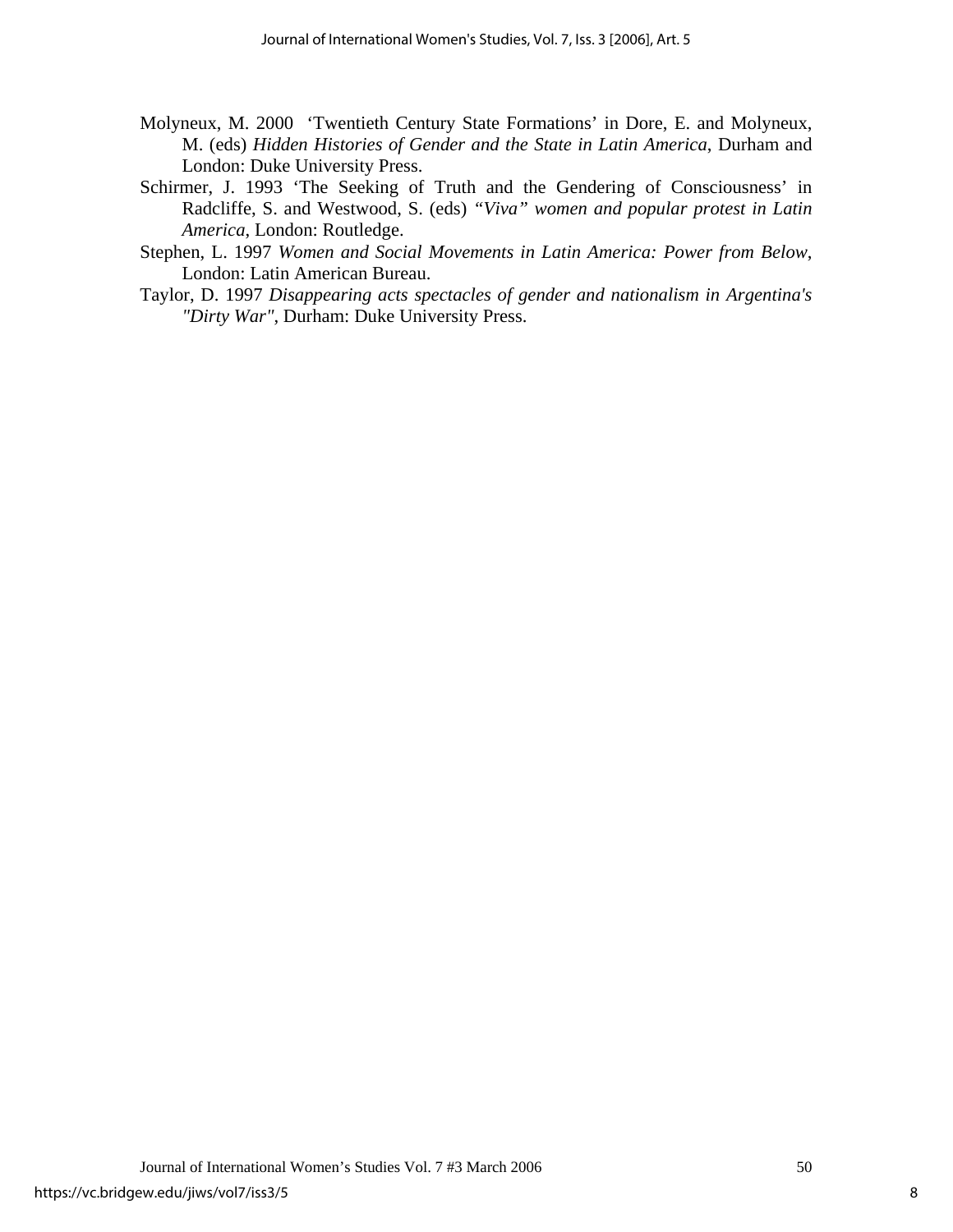Molyneux, M. 2000 'Twentieth Century State Formations' in Dore, E. and Molyneux, M. (eds) *Hidden Histories of Gender and the State in Latin America*, Durham and London: Duke University Press.

Schirmer, J. 1993 'The Seeking of Truth and the Gendering of Consciousness' in Radcliffe, S. and Westwood, S. (eds) *"Viva" women and popular protest in Latin America*, London: Routledge.

Stephen, L. 1997 *Women and Social Movements in Latin America: Power from Below*, London: Latin American Bureau.

Taylor, D. 1997 *Disappearing acts spectacles of gender and nationalism in Argentina's "Dirty War"*, Durham: Duke University Press.